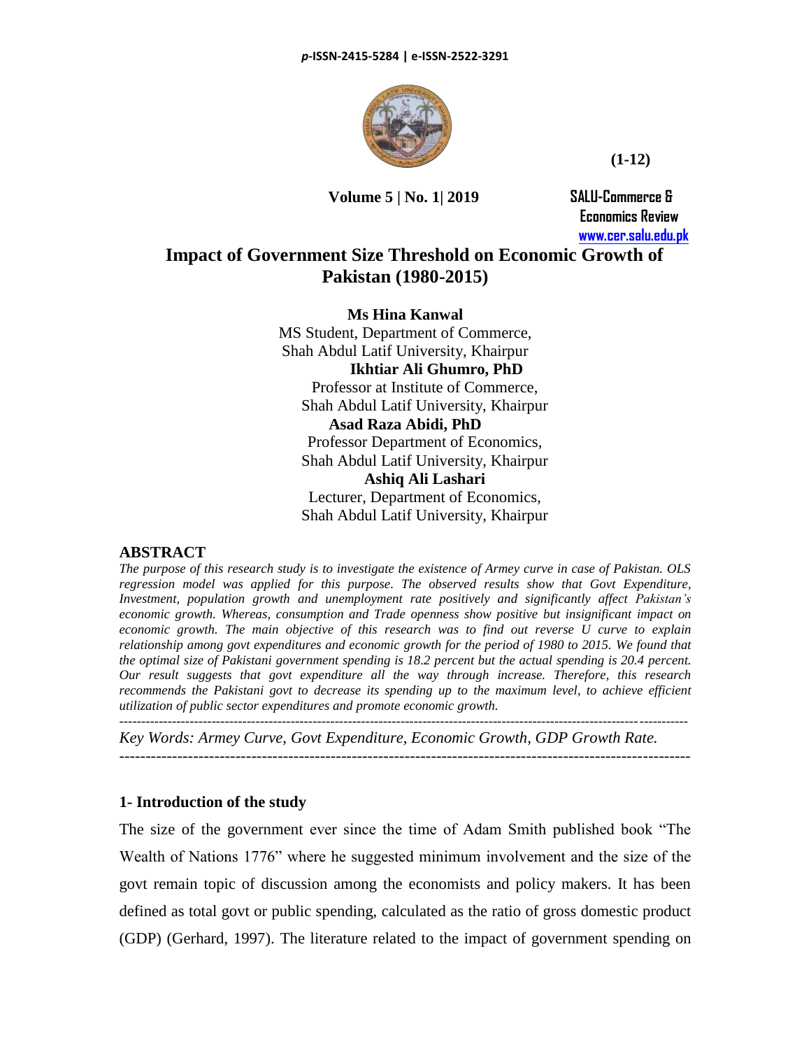# Impact of Government Size Threshold on Economic Growth of Pakistan (1980-2015)

**Ms Hina Kanwal**
MS Student, Department of Commerce,
Shah Abdul Latif University, Khairpur

**Ikhtiar Ali Ghumro, PhD**
Professor at Institute of Commerce,
Shah Abdul Latif University, Khairpur

**Asad Raza Abidi, PhD**
Professor Department of Economics,
Shah Abdul Latif University, Khairpur

**Ashiq Ali Lashari**
Lecturer, Department of Economics,
Shah Abdul Latif University, Khairpur

## ABSTRACT

*The purpose of this research study is to investigate the existence of Armey curve in case of Pakistan. OLS regression model was applied for this purpose. The observed results show that Govt Expenditure, Investment, population growth and unemployment rate positively and significantly affect Pakistan's economic growth. Whereas, consumption and Trade openness show positive but insignificant impact on economic growth. The main objective of this research was to find out reverse U curve to explain relationship among govt expenditures and economic growth for the period of 1980 to 2015. We found that the optimal size of Pakistani government spending is 18.2 percent but the actual spending is 20.4 percent. Our result suggests that govt expenditure all the way through increase. Therefore, this research recommends the Pakistani govt to decrease its spending up to the maximum level, to achieve efficient utilization of public sector expenditures and promote economic growth.*

---

*Key Words: Armey Curve, Govt Expenditure, Economic Growth, GDP Growth Rate.*

---

## 1- Introduction of the study

The size of the government ever since the time of Adam Smith published book "The Wealth of Nations 1776" where he suggested minimum involvement and the size of the govt remain topic of discussion among the economists and policy makers. It has been defined as total govt or public spending, calculated as the ratio of gross domestic product (GDP) (Gerhard, 1997). The literature related to the impact of government spending on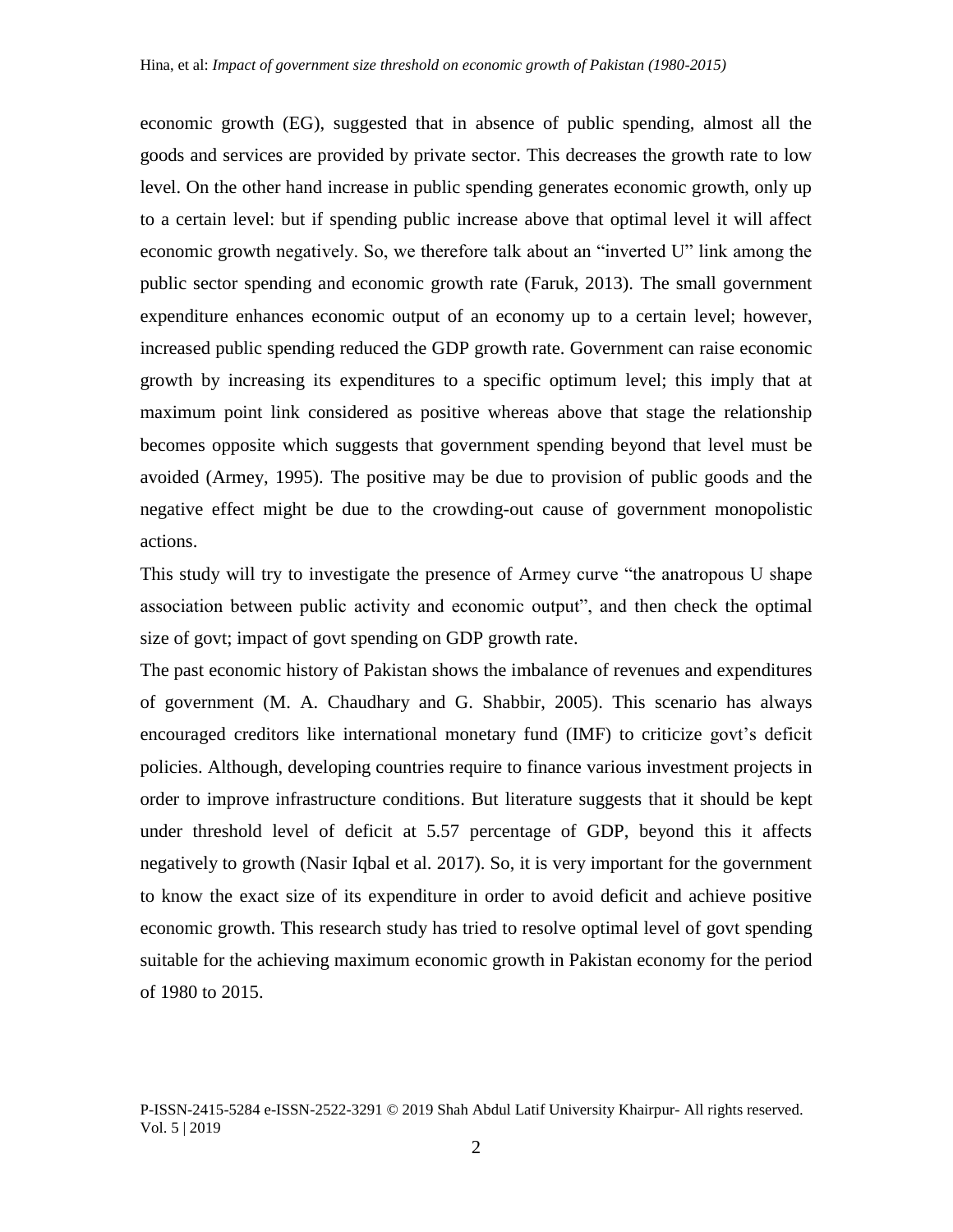economic growth (EG), suggested that in absence of public spending, almost all the goods and services are provided by private sector. This decreases the growth rate to low level. On the other hand increase in public spending generates economic growth, only up to a certain level: but if spending public increase above that optimal level it will affect economic growth negatively. So, we therefore talk about an "inverted U" link among the public sector spending and economic growth rate (Faruk, 2013). The small government expenditure enhances economic output of an economy up to a certain level; however, increased public spending reduced the GDP growth rate. Government can raise economic growth by increasing its expenditures to a specific optimum level; this imply that at maximum point link considered as positive whereas above that stage the relationship becomes opposite which suggests that government spending beyond that level must be avoided (Armey, 1995). The positive may be due to provision of public goods and the negative effect might be due to the crowding-out cause of government monopolistic actions.

This study will try to investigate the presence of Armey curve "the anatropous U shape association between public activity and economic output", and then check the optimal size of govt; impact of govt spending on GDP growth rate.

The past economic history of Pakistan shows the imbalance of revenues and expenditures of government (M. A. Chaudhary and G. Shabbir, 2005). This scenario has always encouraged creditors like international monetary fund (IMF) to criticize govt's deficit policies. Although, developing countries require to finance various investment projects in order to improve infrastructure conditions. But literature suggests that it should be kept under threshold level of deficit at 5.57 percentage of GDP, beyond this it affects negatively to growth (Nasir Iqbal et al. 2017). So, it is very important for the government to know the exact size of its expenditure in order to avoid deficit and achieve positive economic growth. This research study has tried to resolve optimal level of govt spending suitable for the achieving maximum economic growth in Pakistan economy for the period of 1980 to 2015.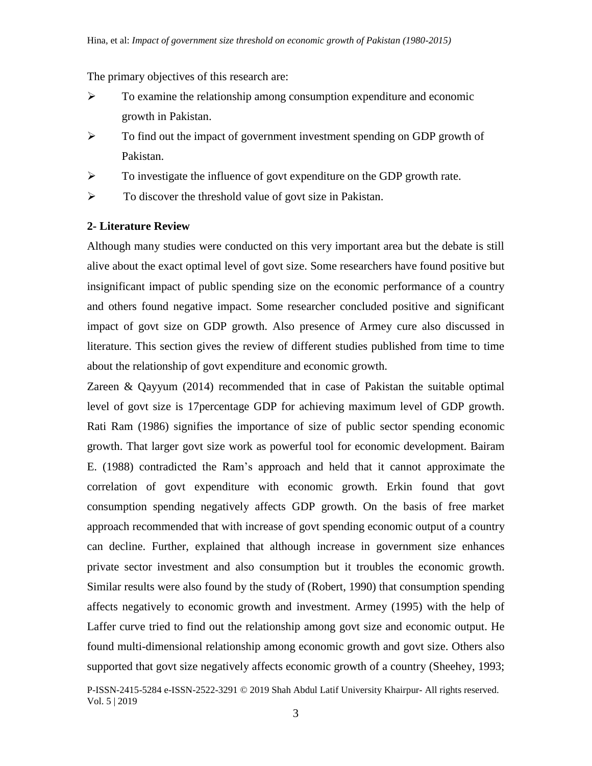The primary objectives of this research are:

- To examine the relationship among consumption expenditure and economic growth in Pakistan.
- To find out the impact of government investment spending on GDP growth of Pakistan.
- To investigate the influence of govt expenditure on the GDP growth rate.
- To discover the threshold value of govt size in Pakistan.

## 2- Literature Review

Although many studies were conducted on this very important area but the debate is still alive about the exact optimal level of govt size. Some researchers have found positive but insignificant impact of public spending size on the economic performance of a country and others found negative impact. Some researcher concluded positive and significant impact of govt size on GDP growth. Also presence of Armey cure also discussed in literature. This section gives the review of different studies published from time to time about the relationship of govt expenditure and economic growth.

Zareen & Qayyum (2014) recommended that in case of Pakistan the suitable optimal level of govt size is 17percentage GDP for achieving maximum level of GDP growth. Rati Ram (1986) signifies the importance of size of public sector spending economic growth. That larger govt size work as powerful tool for economic development. Bairam E. (1988) contradicted the Ram's approach and held that it cannot approximate the correlation of govt expenditure with economic growth. Erkin found that govt consumption spending negatively affects GDP growth. On the basis of free market approach recommended that with increase of govt spending economic output of a country can decline. Further, explained that although increase in government size enhances private sector investment and also consumption but it troubles the economic growth. Similar results were also found by the study of (Robert, 1990) that consumption spending affects negatively to economic growth and investment. Armey (1995) with the help of Laffer curve tried to find out the relationship among govt size and economic output. He found multi-dimensional relationship among economic growth and govt size. Others also supported that govt size negatively affects economic growth of a country (Sheehey, 1993;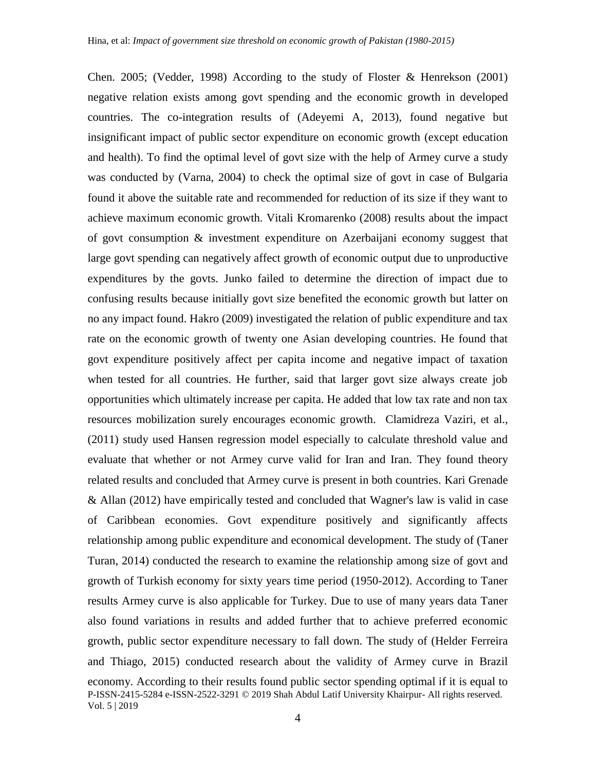Chen. 2005; (Vedder, 1998) According to the study of Floster & Henrekson (2001) negative relation exists among govt spending and the economic growth in developed countries. The co-integration results of (Adeyemi A, 2013), found negative but insignificant impact of public sector expenditure on economic growth (except education and health). To find the optimal level of govt size with the help of Armey curve a study was conducted by (Varna, 2004) to check the optimal size of govt in case of Bulgaria found it above the suitable rate and recommended for reduction of its size if they want to achieve maximum economic growth. Vitali Kromarenko (2008) results about the impact of govt consumption & investment expenditure on Azerbaijani economy suggest that large govt spending can negatively affect growth of economic output due to unproductive expenditures by the govts. Junko failed to determine the direction of impact due to confusing results because initially govt size benefited the economic growth but latter on no any impact found. Hakro (2009) investigated the relation of public expenditure and tax rate on the economic growth of twenty one Asian developing countries. He found that govt expenditure positively affect per capita income and negative impact of taxation when tested for all countries. He further, said that larger govt size always create job opportunities which ultimately increase per capita. He added that low tax rate and non tax resources mobilization surely encourages economic growth. Clamidreza Vaziri, et al., (2011) study used Hansen regression model especially to calculate threshold value and evaluate that whether or not Armey curve valid for Iran and Iran. They found theory related results and concluded that Armey curve is present in both countries. Kari Grenade & Allan (2012) have empirically tested and concluded that Wagner's law is valid in case of Caribbean economies. Govt expenditure positively and significantly affects relationship among public expenditure and economical development. The study of (Taner Turan, 2014) conducted the research to examine the relationship among size of govt and growth of Turkish economy for sixty years time period (1950-2012). According to Taner results Armey curve is also applicable for Turkey. Due to use of many years data Taner also found variations in results and added further that to achieve preferred economic growth, public sector expenditure necessary to fall down. The study of (Helder Ferreira and Thiago, 2015) conducted research about the validity of Armey curve in Brazil economy. According to their results found public sector spending optimal if it is equal to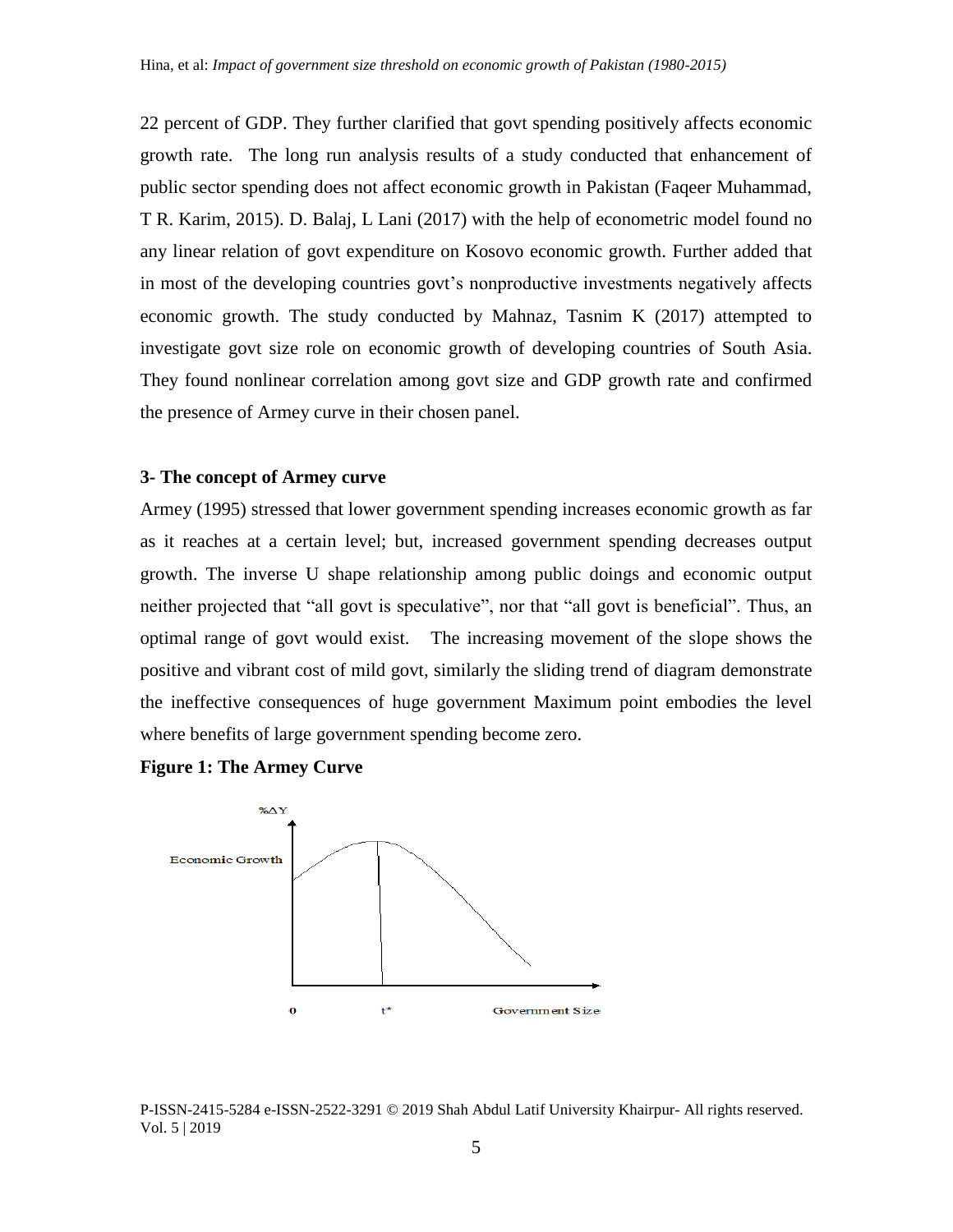22 percent of GDP. They further clarified that govt spending positively affects economic growth rate. The long run analysis results of a study conducted that enhancement of public sector spending does not affect economic growth in Pakistan (Faqeer Muhammad, T R. Karim, 2015). D. Balaj, L Lani (2017) with the help of econometric model found no any linear relation of govt expenditure on Kosovo economic growth. Further added that in most of the developing countries govt's nonproductive investments negatively affects economic growth. The study conducted by Mahnaz, Tasnim K (2017) attempted to investigate govt size role on economic growth of developing countries of South Asia. They found nonlinear correlation among govt size and GDP growth rate and confirmed the presence of Armey curve in their chosen panel.

### 3- The concept of Armey curve

Armey (1995) stressed that lower government spending increases economic growth as far as it reaches at a certain level; but, increased government spending decreases output growth. The inverse U shape relationship among public doings and economic output neither projected that "all govt is speculative", nor that "all govt is beneficial". Thus, an optimal range of govt would exist. The increasing movement of the slope shows the positive and vibrant cost of mild govt, similarly the sliding trend of diagram demonstrate the ineffective consequences of huge government Maximum point embodies the level where benefits of large government spending become zero.

**Figure 1: The Armey Curve**

%ΔY

Economic Growth

0 t* Government Size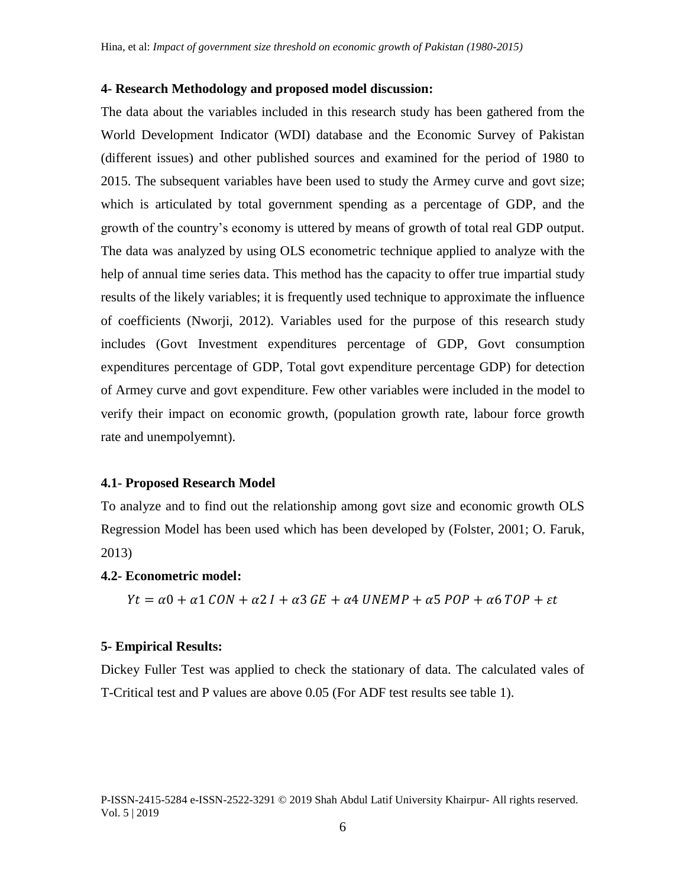### 4- Research Methodology and proposed model discussion:

The data about the variables included in this research study has been gathered from the World Development Indicator (WDI) database and the Economic Survey of Pakistan (different issues) and other published sources and examined for the period of 1980 to 2015. The subsequent variables have been used to study the Armey curve and govt size; which is articulated by total government spending as a percentage of GDP, and the growth of the country's economy is uttered by means of growth of total real GDP output. The data was analyzed by using OLS econometric technique applied to analyze with the help of annual time series data. This method has the capacity to offer true impartial study results of the likely variables; it is frequently used technique to approximate the influence of coefficients (Nworji, 2012). Variables used for the purpose of this research study includes (Govt Investment expenditures percentage of GDP, Govt consumption expenditures percentage of GDP, Total govt expenditure percentage GDP) for detection of Armey curve and govt expenditure. Few other variables were included in the model to verify their impact on economic growth, (population growth rate, labour force growth rate and unempolyemnt).

#### 4.1- Proposed Research Model

To analyze and to find out the relationship among govt size and economic growth OLS Regression Model has been used which has been developed by (Folster, 2001; O. Faruk, 2013)

#### 4.2- Econometric model:

$$Yt = \alpha 0 + \alpha 1\, CON + \alpha 2\, I + \alpha 3\, GE + \alpha 4\, UNEMP + \alpha 5\, POP + \alpha 6\, TOP + \varepsilon t$$

### 5- Empirical Results:

Dickey Fuller Test was applied to check the stationary of data. The calculated vales of T-Critical test and P values are above 0.05 (For ADF test results see table 1).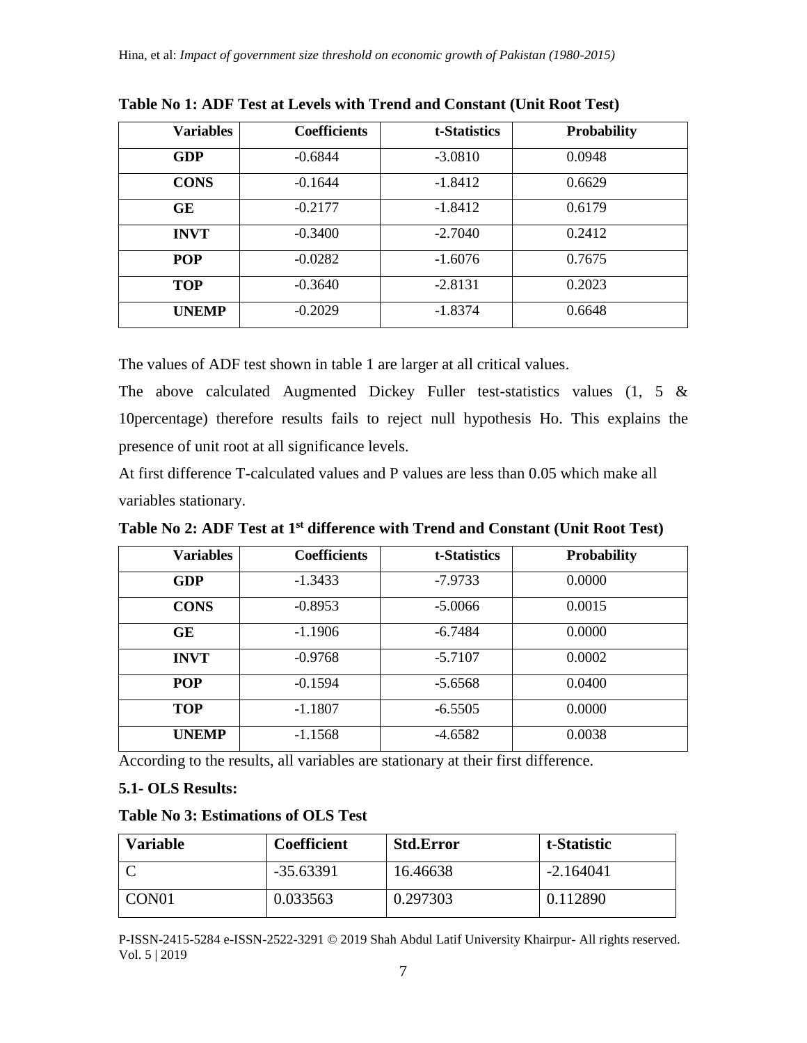**Table No 1: ADF Test at Levels with Trend and Constant (Unit Root Test)**

| Variables | Coefficients | t-Statistics | Probability |
|---|---|---|---|
| **GDP** | -0.6844 | -3.0810 | 0.0948 |
| **CONS** | -0.1644 | -1.8412 | 0.6629 |
| **GE** | -0.2177 | -1.8412 | 0.6179 |
| **INVT** | -0.3400 | -2.7040 | 0.2412 |
| **POP** | -0.0282 | -1.6076 | 0.7675 |
| **TOP** | -0.3640 | -2.8131 | 0.2023 |
| **UNEMP** | -0.2029 | -1.8374 | 0.6648 |

The values of ADF test shown in table 1 are larger at all critical values.

The above calculated Augmented Dickey Fuller test-statistics values (1, 5 & 10percentage) therefore results fails to reject null hypothesis Ho. This explains the presence of unit root at all significance levels.

At first difference T-calculated values and P values are less than 0.05 which make all variables stationary.

**Table No 2: ADF Test at 1st difference with Trend and Constant (Unit Root Test)**

| Variables | Coefficients | t-Statistics | Probability |
|---|---|---|---|
| **GDP** | -1.3433 | -7.9733 | 0.0000 |
| **CONS** | -0.8953 | -5.0066 | 0.0015 |
| **GE** | -1.1906 | -6.7484 | 0.0000 |
| **INVT** | -0.9768 | -5.7107 | 0.0002 |
| **POP** | -0.1594 | -5.6568 | 0.0400 |
| **TOP** | -1.1807 | -6.5505 | 0.0000 |
| **UNEMP** | -1.1568 | -4.6582 | 0.0038 |

According to the results, all variables are stationary at their first difference.

**5.1- OLS Results:**

**Table No 3: Estimations of OLS Test**

| Variable | Coefficient | Std.Error | t-Statistic |
|---|---|---|---|
| C | -35.63391 | 16.46638 | -2.164041 |
| CON01 | 0.033563 | 0.297303 | 0.112890 |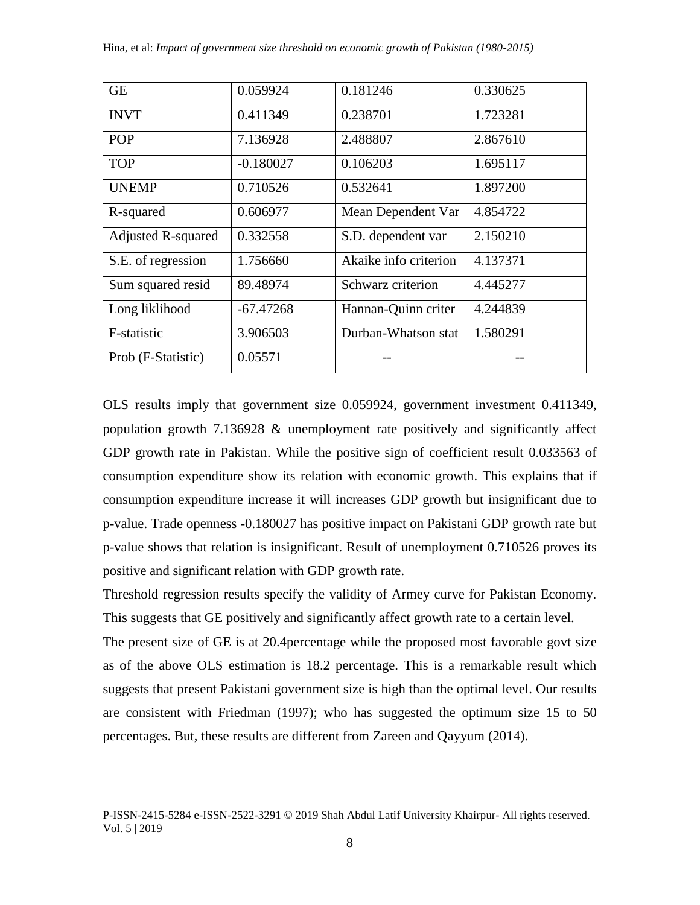| GE | 0.059924 | 0.181246 | 0.330625 |
|---|---|---|---|
| INVT | 0.411349 | 0.238701 | 1.723281 |
| POP | 7.136928 | 2.488807 | 2.867610 |
| TOP | -0.180027 | 0.106203 | 1.695117 |
| UNEMP | 0.710526 | 0.532641 | 1.897200 |
| R-squared | 0.606977 | Mean Dependent Var | 4.854722 |
| Adjusted R-squared | 0.332558 | S.D. dependent var | 2.150210 |
| S.E. of regression | 1.756660 | Akaike info criterion | 4.137371 |
| Sum squared resid | 89.48974 | Schwarz criterion | 4.445277 |
| Long liklihood | -67.47268 | Hannan-Quinn criter | 4.244839 |
| F-statistic | 3.906503 | Durban-Whatson stat | 1.580291 |
| Prob (F-Statistic) | 0.05571 | -- | -- |

OLS results imply that government size 0.059924, government investment 0.411349, population growth 7.136928 & unemployment rate positively and significantly affect GDP growth rate in Pakistan. While the positive sign of coefficient result 0.033563 of consumption expenditure show its relation with economic growth. This explains that if consumption expenditure increase it will increases GDP growth but insignificant due to p-value. Trade openness -0.180027 has positive impact on Pakistani GDP growth rate but p-value shows that relation is insignificant. Result of unemployment 0.710526 proves its positive and significant relation with GDP growth rate.

Threshold regression results specify the validity of Armey curve for Pakistan Economy. This suggests that GE positively and significantly affect growth rate to a certain level.

The present size of GE is at 20.4percentage while the proposed most favorable govt size as of the above OLS estimation is 18.2 percentage. This is a remarkable result which suggests that present Pakistani government size is high than the optimal level. Our results are consistent with Friedman (1997); who has suggested the optimum size 15 to 50 percentages. But, these results are different from Zareen and Qayyum (2014).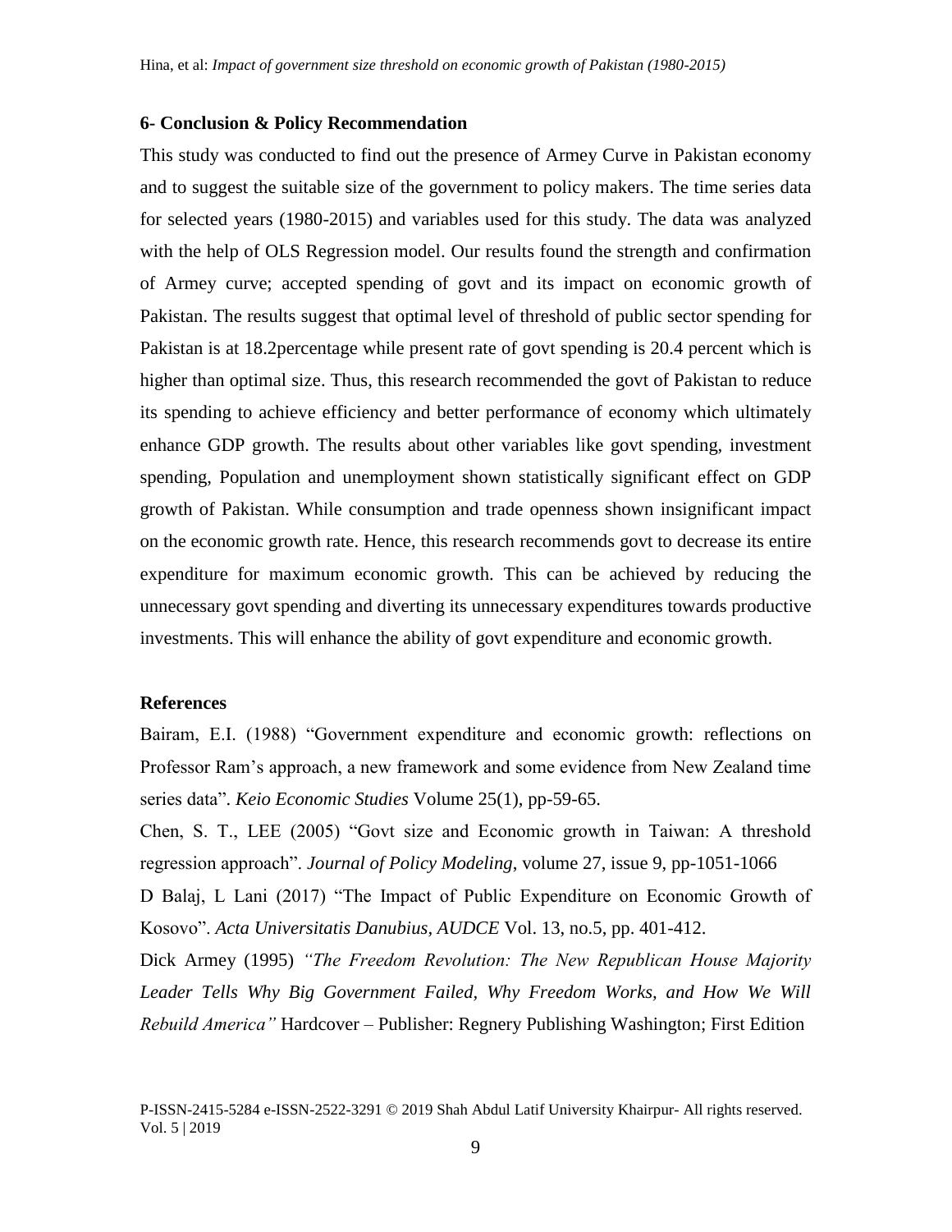### 6- Conclusion & Policy Recommendation

This study was conducted to find out the presence of Armey Curve in Pakistan economy and to suggest the suitable size of the government to policy makers. The time series data for selected years (1980-2015) and variables used for this study. The data was analyzed with the help of OLS Regression model. Our results found the strength and confirmation of Armey curve; accepted spending of govt and its impact on economic growth of Pakistan. The results suggest that optimal level of threshold of public sector spending for Pakistan is at 18.2percentage while present rate of govt spending is 20.4 percent which is higher than optimal size. Thus, this research recommended the govt of Pakistan to reduce its spending to achieve efficiency and better performance of economy which ultimately enhance GDP growth. The results about other variables like govt spending, investment spending, Population and unemployment shown statistically significant effect on GDP growth of Pakistan. While consumption and trade openness shown insignificant impact on the economic growth rate. Hence, this research recommends govt to decrease its entire expenditure for maximum economic growth. This can be achieved by reducing the unnecessary govt spending and diverting its unnecessary expenditures towards productive investments. This will enhance the ability of govt expenditure and economic growth.

### References

Bairam, E.I. (1988) "Government expenditure and economic growth: reflections on Professor Ram's approach, a new framework and some evidence from New Zealand time series data". *Keio Economic Studies* Volume 25(1), pp-59-65.

Chen, S. T., LEE (2005) "Govt size and Economic growth in Taiwan: A threshold regression approach". *Journal of Policy Modeling*, volume 27, issue 9, pp-1051-1066

D Balaj, L Lani (2017) "The Impact of Public Expenditure on Economic Growth of Kosovo". *Acta Universitatis Danubius, AUDCE* Vol. 13, no.5, pp. 401-412.

Dick Armey (1995) *"The Freedom Revolution: The New Republican House Majority Leader Tells Why Big Government Failed, Why Freedom Works, and How We Will Rebuild America"* Hardcover – Publisher: Regnery Publishing Washington; First Edition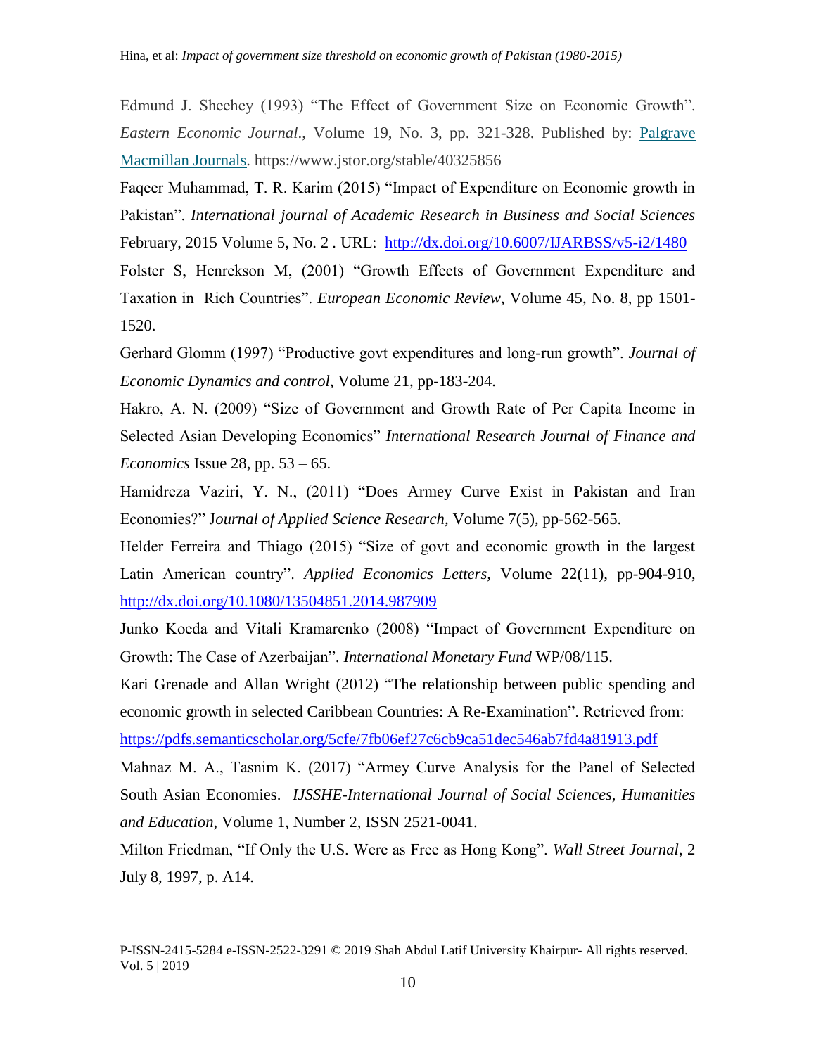Edmund J. Sheehey (1993) "The Effect of Government Size on Economic Growth". *Eastern Economic Journal.*, Volume 19, No. 3, pp. 321-328. Published by: [Palgrave Macmillan Journals](). https://www.jstor.org/stable/40325856

Faqeer Muhammad, T. R. Karim (2015) "Impact of Expenditure on Economic growth in Pakistan". *International journal of Academic Research in Business and Social Sciences* February, 2015 Volume 5, No. 2 . URL: http://dx.doi.org/10.6007/IJARBSS/v5-i2/1480

Folster S, Henrekson M, (2001) "Growth Effects of Government Expenditure and Taxation in Rich Countries". *European Economic Review*, Volume 45, No. 8, pp 1501-1520.

Gerhard Glomm (1997) "Productive govt expenditures and long-run growth". *Journal of Economic Dynamics and control*, Volume 21, pp-183-204.

Hakro, A. N. (2009) "Size of Government and Growth Rate of Per Capita Income in Selected Asian Developing Economics" *International Research Journal of Finance and Economics* Issue 28, pp. 53 – 65.

Hamidreza Vaziri, Y. N., (2011) "Does Armey Curve Exist in Pakistan and Iran Economies?" J*ournal of Applied Science Research*, Volume 7(5), pp-562-565.

Helder Ferreira and Thiago (2015) "Size of govt and economic growth in the largest Latin American country". *Applied Economics Letters*, Volume 22(11), pp-904-910, http://dx.doi.org/10.1080/13504851.2014.987909

Junko Koeda and Vitali Kramarenko (2008) "Impact of Government Expenditure on Growth: The Case of Azerbaijan". *International Monetary Fund* WP/08/115.

Kari Grenade and Allan Wright (2012) "The relationship between public spending and economic growth in selected Caribbean Countries: A Re-Examination". Retrieved from: https://pdfs.semanticscholar.org/5cfe/7fb06ef27c6cb9ca51dec546ab7fd4a81913.pdf

Mahnaz M. A., Tasnim K. (2017) "Armey Curve Analysis for the Panel of Selected South Asian Economies. *IJSSHE-International Journal of Social Sciences, Humanities and Education*, Volume 1, Number 2, ISSN 2521-0041.

Milton Friedman, "If Only the U.S. Were as Free as Hong Kong". *Wall Street Journal*, 2 July 8, 1997, p. A14.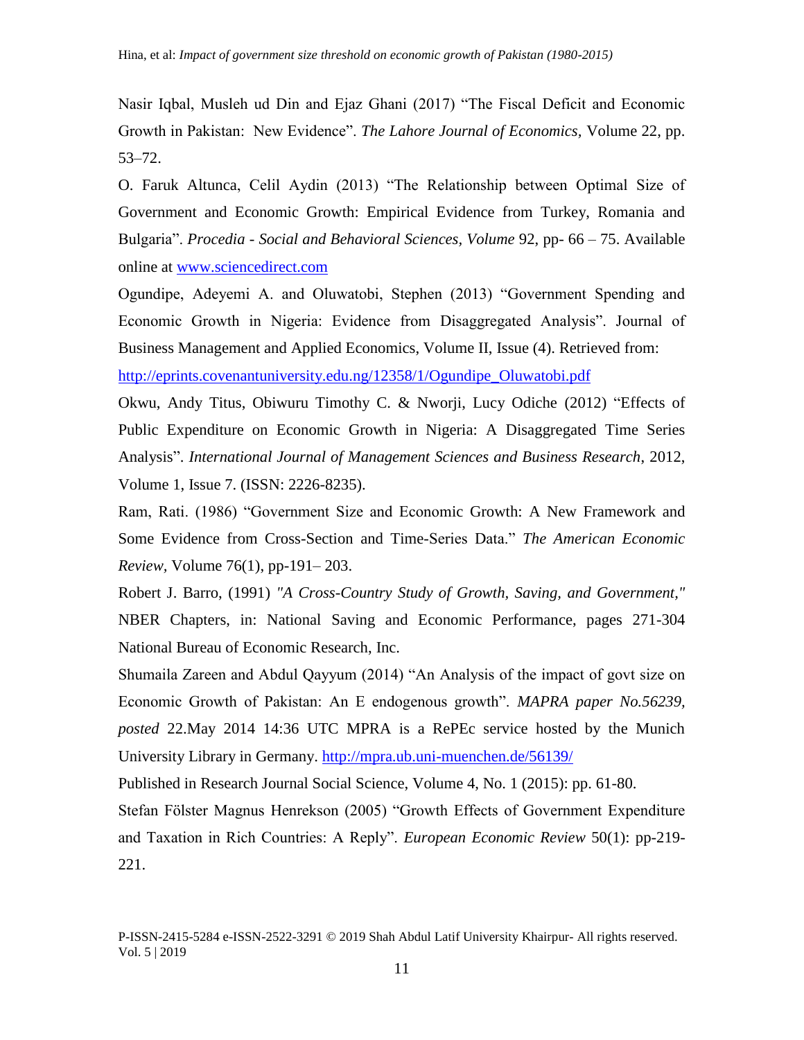Nasir Iqbal, Musleh ud Din and Ejaz Ghani (2017) "The Fiscal Deficit and Economic Growth in Pakistan: New Evidence". *The Lahore Journal of Economics,* Volume 22, pp. 53–72.

O. Faruk Altunca, Celil Aydin (2013) "The Relationship between Optimal Size of Government and Economic Growth: Empirical Evidence from Turkey, Romania and Bulgaria". *Procedia - Social and Behavioral Sciences, Volume* 92, pp- 66 – 75. Available online at [www.sciencedirect.com](www.sciencedirect.com)

Ogundipe, Adeyemi A. and Oluwatobi, Stephen (2013) "Government Spending and Economic Growth in Nigeria: Evidence from Disaggregated Analysis". Journal of Business Management and Applied Economics, Volume II, Issue (4). Retrieved from: [http://eprints.covenantuniversity.edu.ng/12358/1/Ogundipe_Oluwatobi.pdf](http://eprints.covenantuniversity.edu.ng/12358/1/Ogundipe_Oluwatobi.pdf)

Okwu, Andy Titus, Obiwuru Timothy C. & Nworji, Lucy Odiche (2012) "Effects of Public Expenditure on Economic Growth in Nigeria: A Disaggregated Time Series Analysis". *International Journal of Management Sciences and Business Research*, 2012, Volume 1, Issue 7. (ISSN: 2226-8235).

Ram, Rati. (1986) "Government Size and Economic Growth: A New Framework and Some Evidence from Cross-Section and Time-Series Data." *The American Economic Review,* Volume 76(1), pp-191– 203.

Robert J. Barro, (1991) *"A Cross-Country Study of Growth, Saving, and Government,"* NBER Chapters, in: National Saving and Economic Performance, pages 271-304 National Bureau of Economic Research, Inc.

Shumaila Zareen and Abdul Qayyum (2014) "An Analysis of the impact of govt size on Economic Growth of Pakistan: An E endogenous growth". *MAPRA paper No.56239, posted* 22.May 2014 14:36 UTC MPRA is a RePEc service hosted by the Munich University Library in Germany. [http://mpra.ub.uni-muenchen.de/56139/](http://mpra.ub.uni-muenchen.de/56139/)

Published in Research Journal Social Science, Volume 4, No. 1 (2015): pp. 61-80.

Stefan Fölster Magnus Henrekson (2005) "Growth Effects of Government Expenditure and Taxation in Rich Countries: A Reply". *European Economic Review* 50(1): pp-219-221.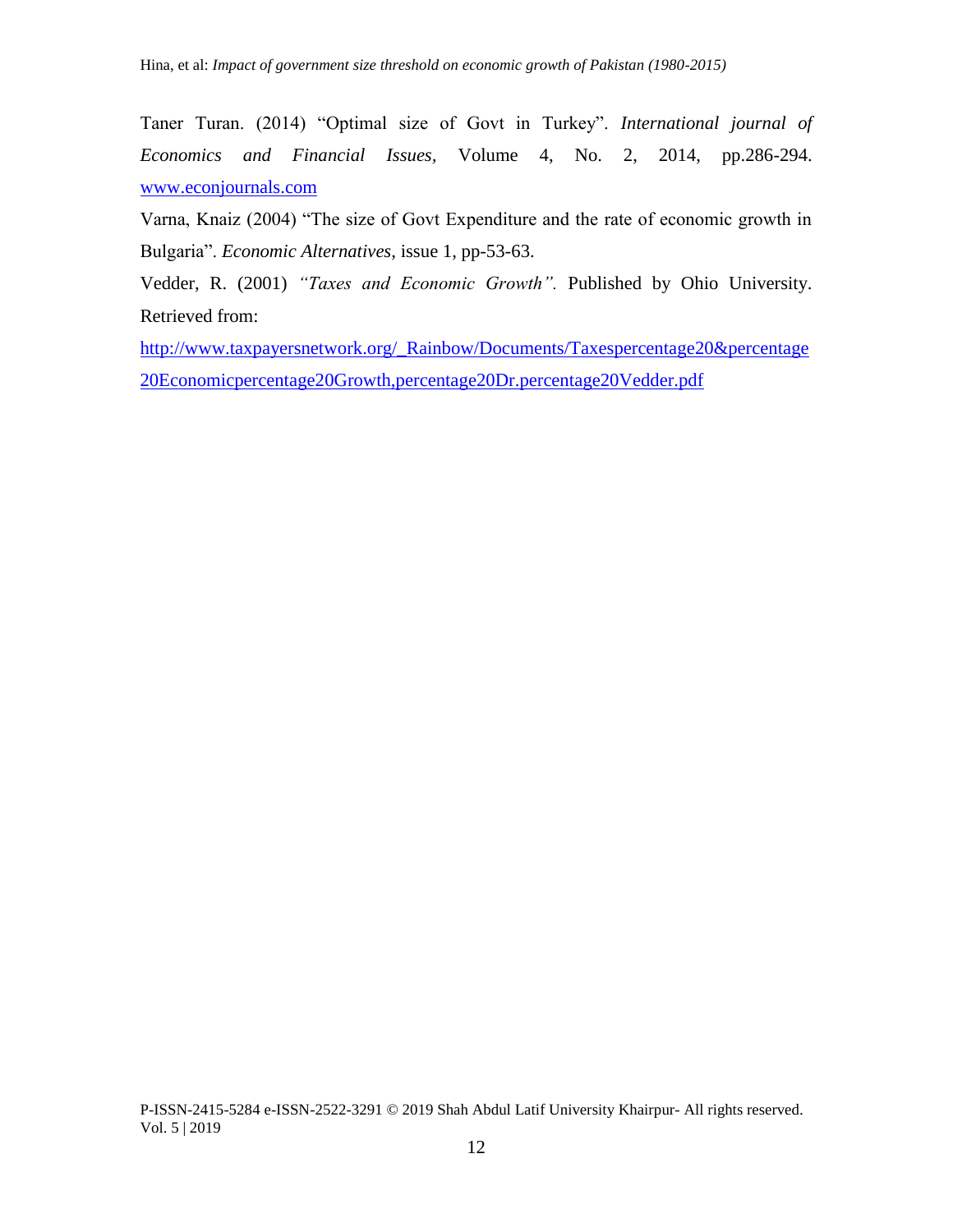Taner Turan. (2014) “Optimal size of Govt in Turkey”. *International journal of Economics and Financial Issues*, Volume 4, No. 2, 2014, pp.286-294. www.econjournals.com

Varna, Knaiz (2004) “The size of Govt Expenditure and the rate of economic growth in Bulgaria”. *Economic Alternatives*, issue 1, pp-53-63.

Vedder, R. (2001) *“Taxes and Economic Growth”.* Published by Ohio University. Retrieved from:

http://www.taxpayersnetwork.org/_Rainbow/Documents/Taxespercentage20&percentage20Economicpercentage20Growth,percentage20Dr.percentage20Vedder.pdf